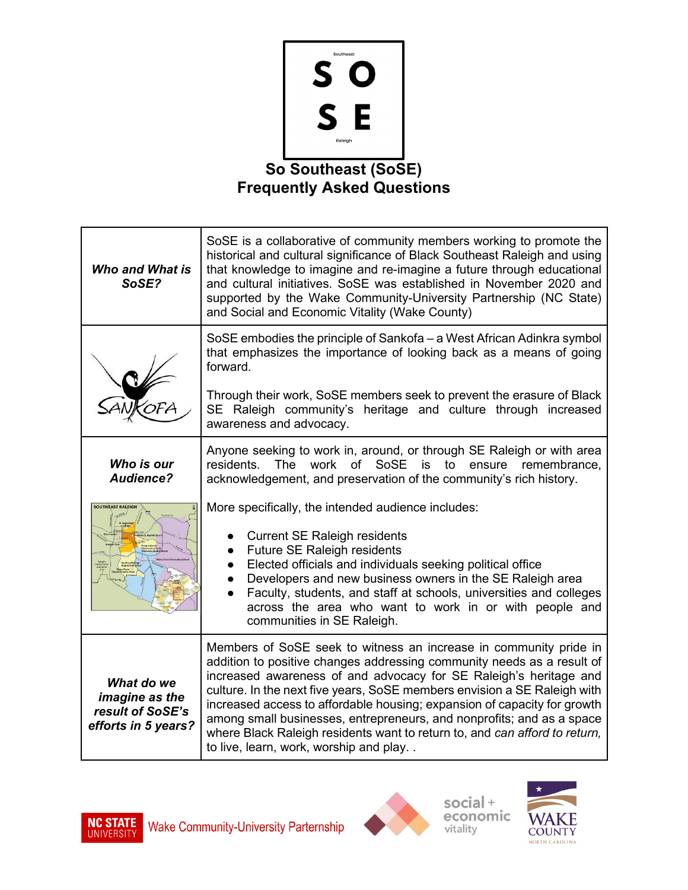# So Southeast (SoSE)
## Frequently Asked Questions

| | |
|---|---|
| ***Who and What is SoSE?*** | SoSE is a collaborative of community members working to promote the historical and cultural significance of Black Southeast Raleigh and using that knowledge to imagine and re-imagine a future through educational and cultural initiatives. SoSE was established in November 2020 and supported by the Wake Community-University Partnership (NC State) and Social and Economic Vitality (Wake County) |
| | SoSE embodies the principle of Sankofa – a West African Adinkra symbol that emphasizes the importance of looking back as a means of going forward.<br><br>Through their work, SoSE members seek to prevent the erasure of Black SE Raleigh community's heritage and culture through increased awareness and advocacy. |
| ***Who is our Audience?*** | Anyone seeking to work in, around, or through SE Raleigh or with area residents. The work of SoSE is to ensure remembrance, acknowledgement, and preservation of the community's rich history.<br><br>More specifically, the intended audience includes:<br>• Current SE Raleigh residents<br>• Future SE Raleigh residents<br>• Elected officials and individuals seeking political office<br>• Developers and new business owners in the SE Raleigh area<br>• Faculty, students, and staff at schools, universities and colleges across the area who want to work in or with people and communities in SE Raleigh. |
| ***What do we imagine as the result of SoSE's efforts in 5 years?*** | Members of SoSE seek to witness an increase in community pride in addition to positive changes addressing community needs as a result of increased awareness of and advocacy for SE Raleigh's heritage and culture. In the next five years, SoSE members envision a SE Raleigh with increased access to affordable housing; expansion of capacity for growth among small businesses, entrepreneurs, and nonprofits; and as a space where Black Raleigh residents want to return to, and *can afford to return,* to live, learn, work, worship and play. . |

NC STATE UNIVERSITY Wake Community-University Parternship

social + economic vitality

WAKE COUNTY NORTH CAROLINA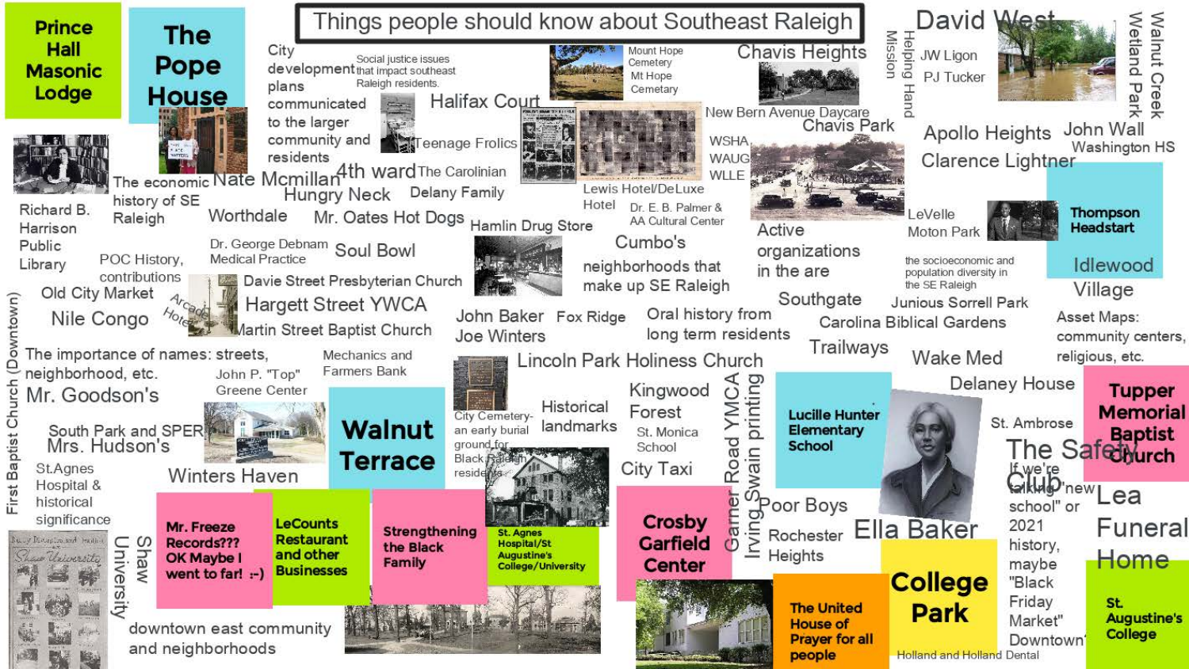# Things people should know about Southeast Raleigh

Prince Hall Masonic Lodge

The Pope House

City development plans communicated to the larger community and residents

Social justice issues that impact southeast Raleigh residents.

Halifax Court

Teenage Frolics

Mount Hope Cemetery

Mt Hope Cemetary

Chavis Heights

New Bern Avenue Daycare

Chavis Park

Helping Hand Mission

David West

JW Ligon

PJ Tucker

Walnut Creek Wetland Park

Apollo Heights

John Wall

Washington HS

Clarence Lightner

The economic history of SE Raleigh

Nate Mcmillan

4th ward

The Carolinian

Hungry Neck

Delany Family

Richard B. Harrison Public Library

Worthdale

Mr. Oates Hot Dogs

Hamlin Drug Store

Lewis Hotel/DeLuxe Hotel

Dr. E. B. Palmer & AA Cultural Center

WSHA

WAUG

WLLE

Active organizations in the are

LeVelle Moton Park

Thompson Headstart

the socioeconomic and population diversity in the SE Raleigh

Idlewood Village

Dr. George Debnam Medical Practice

Soul Bowl

Cumbo's

neighborhoods that make up SE Raleigh

POC History, contributions

Davie Street Presbyterian Church

Old City Market

Arcade Hotel

Hargett Street YWCA

Southgate

Junious Sorrell Park

Nile Congo

Martin Street Baptist Church

John Baker

Fox Ridge

Oral history from long term residents

Carolina Biblical Gardens

Asset Maps: community centers, religious, etc.

Joe Winters

Trailways

The importance of names: streets, neighborhood, etc.

Mechanics and Farmers Bank

Lincoln Park Holiness Church

Wake Med

First Baptist Church (Downtown)

John P. "Top" Greene Center

Mr. Goodson's

Historical landmarks

Kingwood Forest

Garner Road YMCA

Delaney House

City Cemetery- an early burial ground for Black Raleigh residents

St. Monica School

Lucille Hunter Elementary School

St. Ambrose

Tupper Memorial Baptist Church

South Park and SPER

Walnut Terrace

Mrs. Hudson's

City Taxi

Irving Swain printing

The Safety Club

If we're talking "new school" or 2021 history, maybe "Black Friday Market" Downtown

St.Agnes Hospital & historical significance

Winters Haven

Poor Boys

Lea Funeral Home

Mr. Freeze Records??? OK Maybe I went to far! :-)

LeCounts Restaurant and other Businesses

Strengthening the Black Family

St. Agnes Hospital/St Augustine's College/University

Crosby Garfield Center

Rochester Heights

Ella Baker

College Park

Shaw University

St. Augustine's College

The United House of Prayer for all people

downtown east community and neighborhoods

Holland and Holland Dental